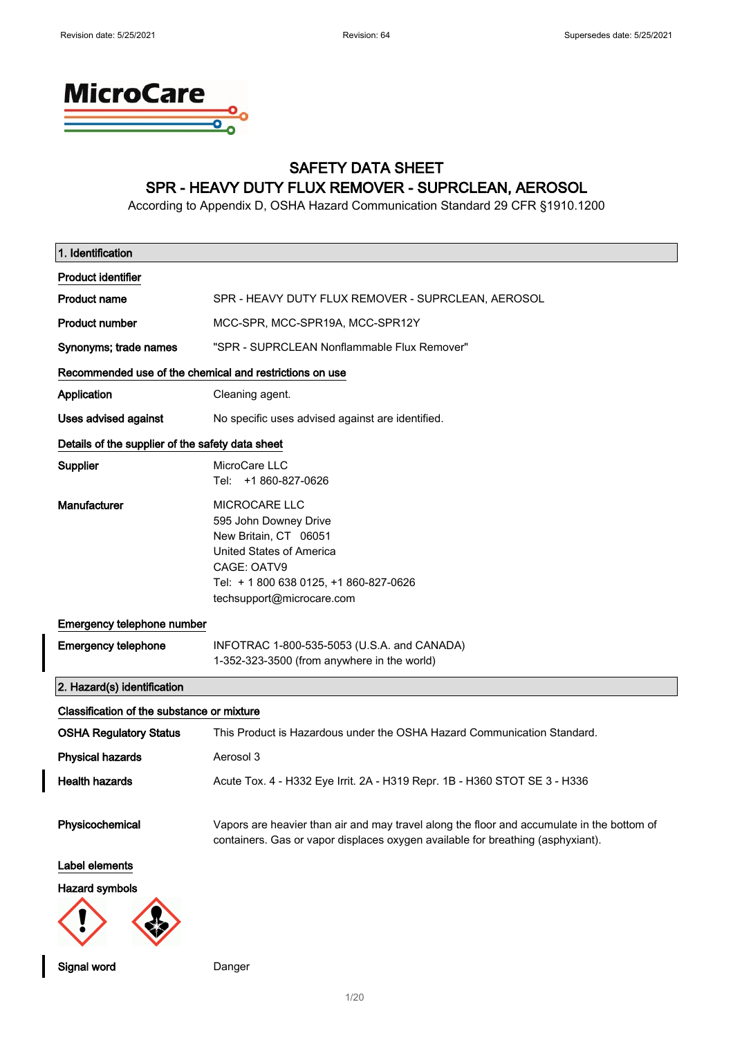# SAFETY DATA SHEET
## SPR - HEAVY DUTY FLUX REMOVER - SUPRCLEAN, AEROSOL

According to Appendix D, OSHA Hazard Communication Standard 29 CFR §1910.1200

## 1. Identification

### Product identifier

| | |
|---|---|
| **Product name** | SPR - HEAVY DUTY FLUX REMOVER - SUPRCLEAN, AEROSOL |
| **Product number** | MCC-SPR, MCC-SPR19A, MCC-SPR12Y |
| **Synonyms; trade names** | "SPR - SUPRCLEAN Nonflammable Flux Remover" |

### Recommended use of the chemical and restrictions on use

| | |
|---|---|
| **Application** | Cleaning agent. |
| **Uses advised against** | No specific uses advised against are identified. |

### Details of the supplier of the safety data sheet

| | |
|---|---|
| **Supplier** | MicroCare LLC<br>Tel: +1 860-827-0626 |
| **Manufacturer** | MICROCARE LLC<br>595 John Downey Drive<br>New Britain, CT 06051<br>United States of America<br>CAGE: OATV9<br>Tel: + 1 800 638 0125, +1 860-827-0626<br>techsupport@microcare.com |

### Emergency telephone number

| | |
|---|---|
| **Emergency telephone** | INFOTRAC 1-800-535-5053 (U.S.A. and CANADA)<br>1-352-323-3500 (from anywhere in the world) |

## 2. Hazard(s) identification

### Classification of the substance or mixture

| | |
|---|---|
| **OSHA Regulatory Status** | This Product is Hazardous under the OSHA Hazard Communication Standard. |
| **Physical hazards** | Aerosol 3 |
| **Health hazards** | Acute Tox. 4 - H332 Eye Irrit. 2A - H319 Repr. 1B - H360 STOT SE 3 - H336 |
| **Physicochemical** | Vapors are heavier than air and may travel along the floor and accumulate in the bottom of containers. Gas or vapor displaces oxygen available for breathing (asphyxiant). |

### Label elements

**Hazard symbols**

**Signal word** Danger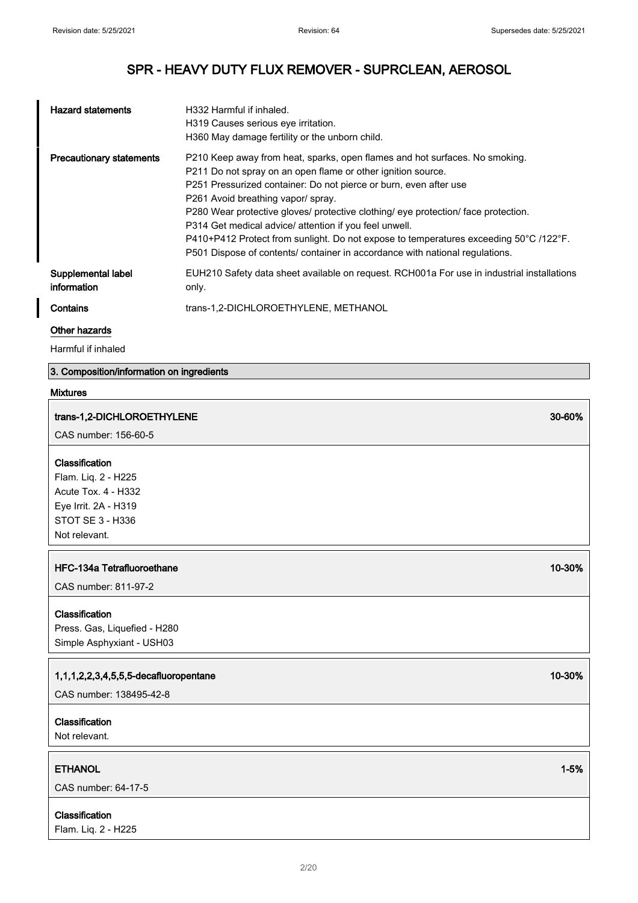# SPR - HEAVY DUTY FLUX REMOVER - SUPRCLEAN, AEROSOL

| | |
|---|---|
| **Hazard statements** | H332 Harmful if inhaled.<br>H319 Causes serious eye irritation.<br>H360 May damage fertility or the unborn child. |
| **Precautionary statements** | P210 Keep away from heat, sparks, open flames and hot surfaces. No smoking.<br>P211 Do not spray on an open flame or other ignition source.<br>P251 Pressurized container: Do not pierce or burn, even after use<br>P261 Avoid breathing vapor/ spray.<br>P280 Wear protective gloves/ protective clothing/ eye protection/ face protection.<br>P314 Get medical advice/ attention if you feel unwell.<br>P410+P412 Protect from sunlight. Do not expose to temperatures exceeding 50°C /122°F.<br>P501 Dispose of contents/ container in accordance with national regulations. |
| **Supplemental label information** | EUH210 Safety data sheet available on request. RCH001a For use in industrial installations only. |
| **Contains** | trans-1,2-DICHLOROETHYLENE, METHANOL |

**Other hazards**

Harmful if inhaled

## 3. Composition/information on ingredients

**Mixtures**

**trans-1,2-DICHLOROETHYLENE** 30-60%

CAS number: 156-60-5

**Classification**

Flam. Liq. 2 - H225
Acute Tox. 4 - H332
Eye Irrit. 2A - H319
STOT SE 3 - H336
Not relevant.

**HFC-134a Tetrafluoroethane** 10-30%

CAS number: 811-97-2

**Classification**

Press. Gas, Liquefied - H280
Simple Asphyxiant - USH03

**1,1,1,2,2,3,4,5,5,5-decafluoropentane** 10-30%

CAS number: 138495-42-8

**Classification**

Not relevant.

**ETHANOL** 1-5%

CAS number: 64-17-5

**Classification**

Flam. Liq. 2 - H225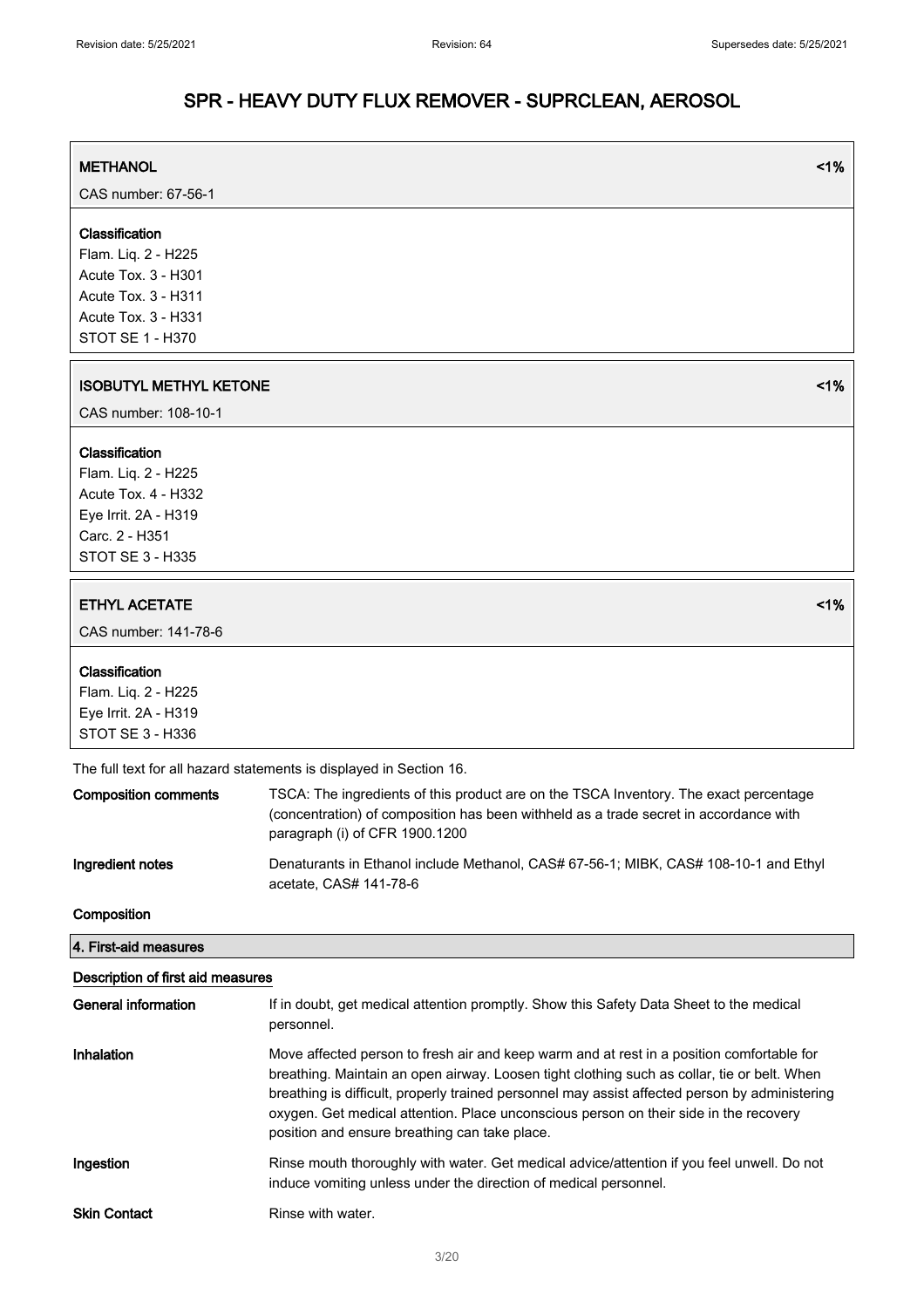# SPR - HEAVY DUTY FLUX REMOVER - SUPRCLEAN, AEROSOL

| **METHANOL** | **<1%** |
|---|---|
| CAS number: 67-56-1 | |

**Classification**
Flam. Liq. 2 - H225
Acute Tox. 3 - H301
Acute Tox. 3 - H311
Acute Tox. 3 - H331
STOT SE 1 - H370

| **ISOBUTYL METHYL KETONE** | **<1%** |
|---|---|
| CAS number: 108-10-1 | |

**Classification**
Flam. Liq. 2 - H225
Acute Tox. 4 - H332
Eye Irrit. 2A - H319
Carc. 2 - H351
STOT SE 3 - H335

| **ETHYL ACETATE** | **<1%** |
|---|---|
| CAS number: 141-78-6 | |

**Classification**
Flam. Liq. 2 - H225
Eye Irrit. 2A - H319
STOT SE 3 - H336

The full text for all hazard statements is displayed in Section 16.

**Composition comments** TSCA: The ingredients of this product are on the TSCA Inventory. The exact percentage (concentration) of composition has been withheld as a trade secret in accordance with paragraph (i) of CFR 1900.1200

**Ingredient notes** Denaturants in Ethanol include Methanol, CAS# 67-56-1; MIBK, CAS# 108-10-1 and Ethyl acetate, CAS# 141-78-6

**Composition**

## 4. First-aid measures

### Description of first aid measures

**General information** If in doubt, get medical attention promptly. Show this Safety Data Sheet to the medical personnel.

**Inhalation** Move affected person to fresh air and keep warm and at rest in a position comfortable for breathing. Maintain an open airway. Loosen tight clothing such as collar, tie or belt. When breathing is difficult, properly trained personnel may assist affected person by administering oxygen. Get medical attention. Place unconscious person on their side in the recovery position and ensure breathing can take place.

**Ingestion** Rinse mouth thoroughly with water. Get medical advice/attention if you feel unwell. Do not induce vomiting unless under the direction of medical personnel.

**Skin Contact** Rinse with water.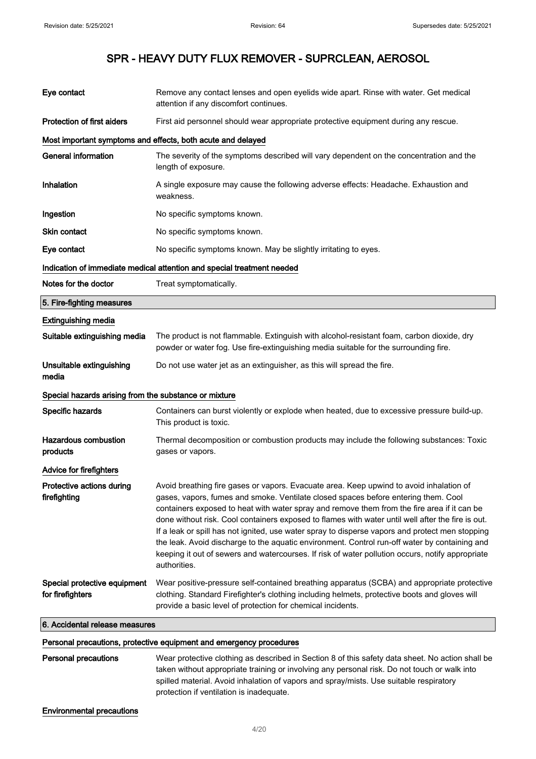| | |
|---|---|
| **Eye contact** | Remove any contact lenses and open eyelids wide apart. Rinse with water. Get medical attention if any discomfort continues. |
| **Protection of first aiders** | First aid personnel should wear appropriate protective equipment during any rescue. |

### Most important symptoms and effects, both acute and delayed

| | |
|---|---|
| **General information** | The severity of the symptoms described will vary dependent on the concentration and the length of exposure. |
| **Inhalation** | A single exposure may cause the following adverse effects: Headache. Exhaustion and weakness. |
| **Ingestion** | No specific symptoms known. |
| **Skin contact** | No specific symptoms known. |
| **Eye contact** | No specific symptoms known. May be slightly irritating to eyes. |

### Indication of immediate medical attention and special treatment needed

| | |
|---|---|
| **Notes for the doctor** | Treat symptomatically. |

## 5. Fire-fighting measures

### Extinguishing media

| | |
|---|---|
| **Suitable extinguishing media** | The product is not flammable. Extinguish with alcohol-resistant foam, carbon dioxide, dry powder or water fog. Use fire-extinguishing media suitable for the surrounding fire. |
| **Unsuitable extinguishing media** | Do not use water jet as an extinguisher, as this will spread the fire. |

### Special hazards arising from the substance or mixture

| | |
|---|---|
| **Specific hazards** | Containers can burst violently or explode when heated, due to excessive pressure build-up. This product is toxic. |
| **Hazardous combustion products** | Thermal decomposition or combustion products may include the following substances: Toxic gases or vapors. |

### Advice for firefighters

| | |
|---|---|
| **Protective actions during firefighting** | Avoid breathing fire gases or vapors. Evacuate area. Keep upwind to avoid inhalation of gases, vapors, fumes and smoke. Ventilate closed spaces before entering them. Cool containers exposed to heat with water spray and remove them from the fire area if it can be done without risk. Cool containers exposed to flames with water until well after the fire is out. If a leak or spill has not ignited, use water spray to disperse vapors and protect men stopping the leak. Avoid discharge to the aquatic environment. Control run-off water by containing and keeping it out of sewers and watercourses. If risk of water pollution occurs, notify appropriate authorities. |
| **Special protective equipment for firefighters** | Wear positive-pressure self-contained breathing apparatus (SCBA) and appropriate protective clothing. Standard Firefighter's clothing including helmets, protective boots and gloves will provide a basic level of protection for chemical incidents. |

## 6. Accidental release measures

### Personal precautions, protective equipment and emergency procedures

| | |
|---|---|
| **Personal precautions** | Wear protective clothing as described in Section 8 of this safety data sheet. No action shall be taken without appropriate training or involving any personal risk. Do not touch or walk into spilled material. Avoid inhalation of vapors and spray/mists. Use suitable respiratory protection if ventilation is inadequate. |

### Environmental precautions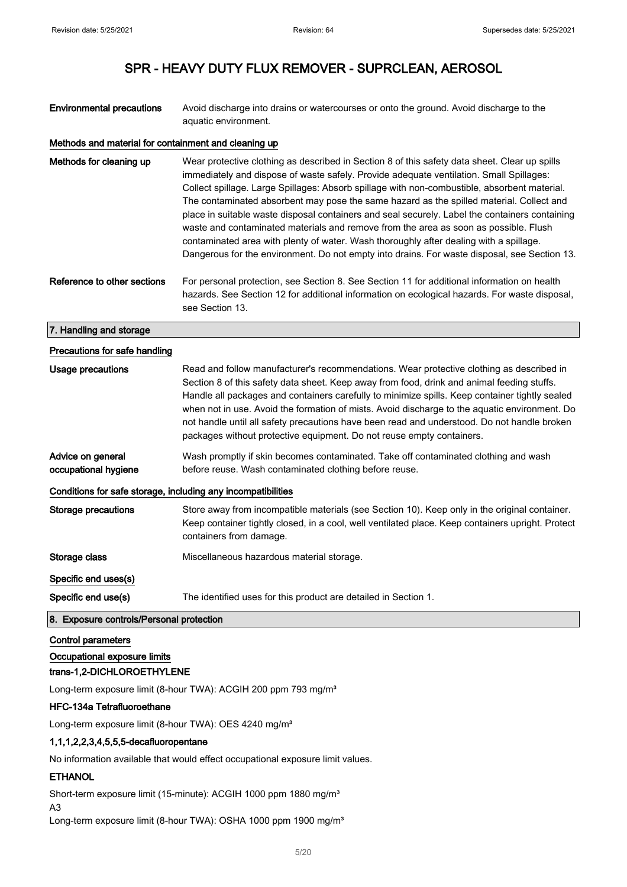| | |
|---|---|
| **Environmental precautions** | Avoid discharge into drains or watercourses or onto the ground. Avoid discharge to the aquatic environment. |

#### Methods and material for containment and cleaning up

| | |
|---|---|
| **Methods for cleaning up** | Wear protective clothing as described in Section 8 of this safety data sheet. Clear up spills immediately and dispose of waste safely. Provide adequate ventilation. Small Spillages: Collect spillage. Large Spillages: Absorb spillage with non-combustible, absorbent material. The contaminated absorbent may pose the same hazard as the spilled material. Collect and place in suitable waste disposal containers and seal securely. Label the containers containing waste and contaminated materials and remove from the area as soon as possible. Flush contaminated area with plenty of water. Wash thoroughly after dealing with a spillage. Dangerous for the environment. Do not empty into drains. For waste disposal, see Section 13. |
| **Reference to other sections** | For personal protection, see Section 8. See Section 11 for additional information on health hazards. See Section 12 for additional information on ecological hazards. For waste disposal, see Section 13. |

## 7. Handling and storage

#### Precautions for safe handling

| | |
|---|---|
| **Usage precautions** | Read and follow manufacturer's recommendations. Wear protective clothing as described in Section 8 of this safety data sheet. Keep away from food, drink and animal feeding stuffs. Handle all packages and containers carefully to minimize spills. Keep container tightly sealed when not in use. Avoid the formation of mists. Avoid discharge to the aquatic environment. Do not handle until all safety precautions have been read and understood. Do not handle broken packages without protective equipment. Do not reuse empty containers. |
| **Advice on general occupational hygiene** | Wash promptly if skin becomes contaminated. Take off contaminated clothing and wash before reuse. Wash contaminated clothing before reuse. |

#### Conditions for safe storage, including any incompatibilities

| | |
|---|---|
| **Storage precautions** | Store away from incompatible materials (see Section 10). Keep only in the original container. Keep container tightly closed, in a cool, well ventilated place. Keep containers upright. Protect containers from damage. |
| **Storage class** | Miscellaneous hazardous material storage. |

#### Specific end uses(s)

| | |
|---|---|
| **Specific end use(s)** | The identified uses for this product are detailed in Section 1. |

## 8. Exposure controls/Personal protection

#### Control parameters

#### Occupational exposure limits

**trans-1,2-DICHLOROETHYLENE**

Long-term exposure limit (8-hour TWA): ACGIH 200 ppm 793 mg/m³

**HFC-134a Tetrafluoroethane**

Long-term exposure limit (8-hour TWA): OES 4240 mg/m³

**1,1,1,2,2,3,4,5,5,5-decafluoropentane**

No information available that would effect occupational exposure limit values.

**ETHANOL**

Short-term exposure limit (15-minute): ACGIH 1000 ppm 1880 mg/m³
A3
Long-term exposure limit (8-hour TWA): OSHA 1000 ppm 1900 mg/m³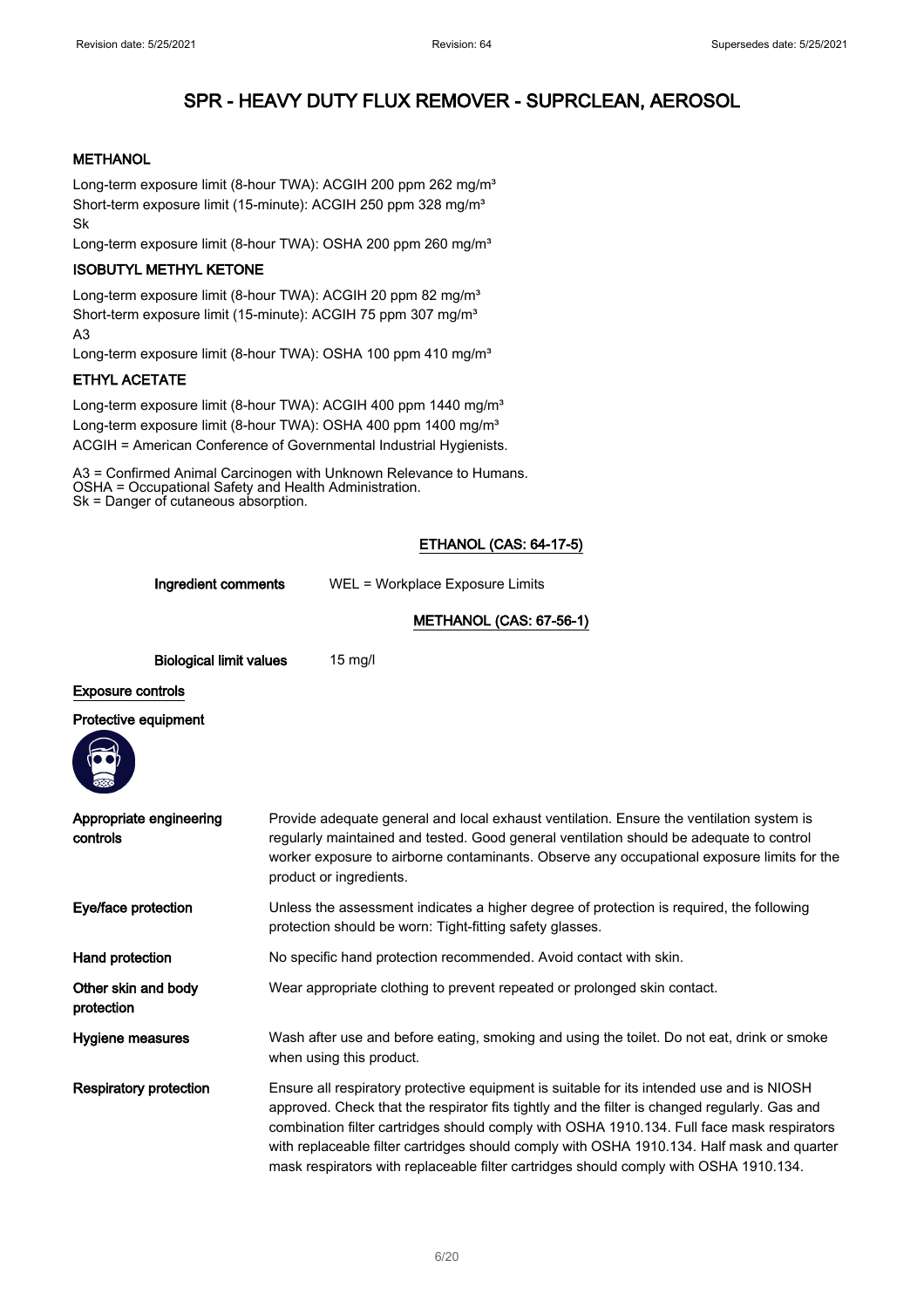**METHANOL**

Long-term exposure limit (8-hour TWA): ACGIH 200 ppm 262 mg/m³
Short-term exposure limit (15-minute): ACGIH 250 ppm 328 mg/m³
Sk
Long-term exposure limit (8-hour TWA): OSHA 200 ppm 260 mg/m³

**ISOBUTYL METHYL KETONE**

Long-term exposure limit (8-hour TWA): ACGIH 20 ppm 82 mg/m³
Short-term exposure limit (15-minute): ACGIH 75 ppm 307 mg/m³
A3
Long-term exposure limit (8-hour TWA): OSHA 100 ppm 410 mg/m³

**ETHYL ACETATE**

Long-term exposure limit (8-hour TWA): ACGIH 400 ppm 1440 mg/m³
Long-term exposure limit (8-hour TWA): OSHA 400 ppm 1400 mg/m³
ACGIH = American Conference of Governmental Industrial Hygienists.

A3 = Confirmed Animal Carcinogen with Unknown Relevance to Humans.
OSHA = Occupational Safety and Health Administration.
Sk = Danger of cutaneous absorption.

**ETHANOL (CAS: 64-17-5)**

**Ingredient comments** WEL = Workplace Exposure Limits

**METHANOL (CAS: 67-56-1)**

**Biological limit values** 15 mg/l

**Exposure controls**

**Protective equipment**

**Appropriate engineering controls**
Provide adequate general and local exhaust ventilation. Ensure the ventilation system is regularly maintained and tested. Good general ventilation should be adequate to control worker exposure to airborne contaminants. Observe any occupational exposure limits for the product or ingredients.

**Eye/face protection**
Unless the assessment indicates a higher degree of protection is required, the following protection should be worn: Tight-fitting safety glasses.

**Hand protection**
No specific hand protection recommended. Avoid contact with skin.

**Other skin and body protection**
Wear appropriate clothing to prevent repeated or prolonged skin contact.

**Hygiene measures**
Wash after use and before eating, smoking and using the toilet. Do not eat, drink or smoke when using this product.

**Respiratory protection**
Ensure all respiratory protective equipment is suitable for its intended use and is NIOSH approved. Check that the respirator fits tightly and the filter is changed regularly. Gas and combination filter cartridges should comply with OSHA 1910.134. Full face mask respirators with replaceable filter cartridges should comply with OSHA 1910.134. Half mask and quarter mask respirators with replaceable filter cartridges should comply with OSHA 1910.134.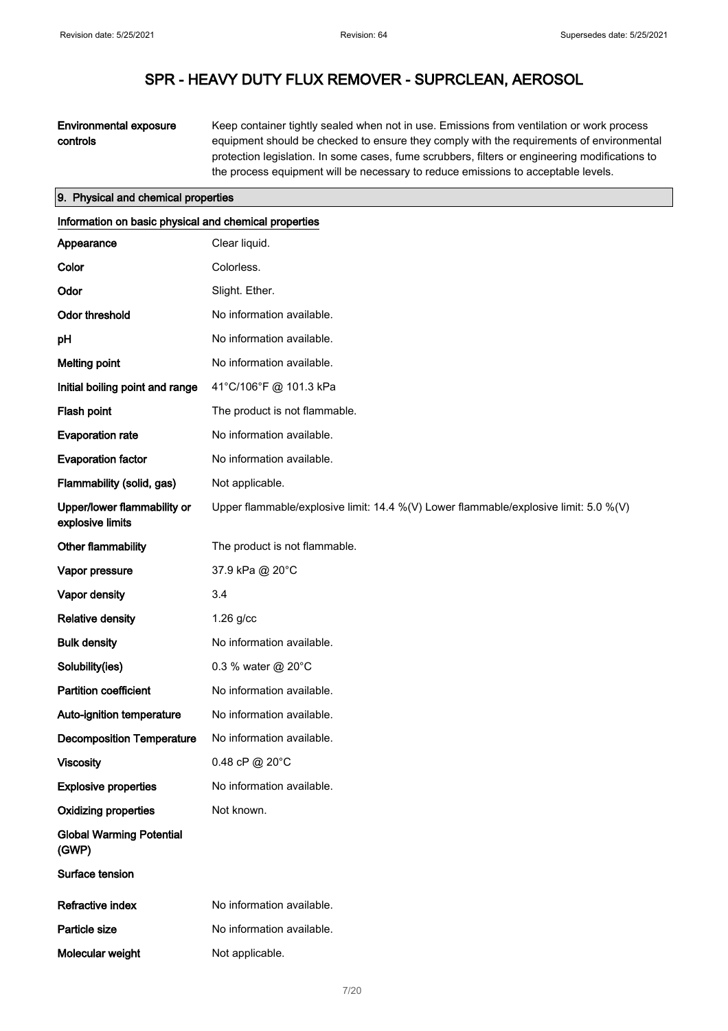# SPR - HEAVY DUTY FLUX REMOVER - SUPRCLEAN, AEROSOL

| | |
|---|---|
| **Environmental exposure controls** | Keep container tightly sealed when not in use. Emissions from ventilation or work process equipment should be checked to ensure they comply with the requirements of environmental protection legislation. In some cases, fume scrubbers, filters or engineering modifications to the process equipment will be necessary to reduce emissions to acceptable levels. |

## 9. Physical and chemical properties

### Information on basic physical and chemical properties

| | |
|---|---|
| **Appearance** | Clear liquid. |
| **Color** | Colorless. |
| **Odor** | Slight. Ether. |
| **Odor threshold** | No information available. |
| **pH** | No information available. |
| **Melting point** | No information available. |
| **Initial boiling point and range** | 41°C/106°F @ 101.3 kPa |
| **Flash point** | The product is not flammable. |
| **Evaporation rate** | No information available. |
| **Evaporation factor** | No information available. |
| **Flammability (solid, gas)** | Not applicable. |
| **Upper/lower flammability or explosive limits** | Upper flammable/explosive limit: 14.4 %(V) Lower flammable/explosive limit: 5.0 %(V) |
| **Other flammability** | The product is not flammable. |
| **Vapor pressure** | 37.9 kPa @ 20°C |
| **Vapor density** | 3.4 |
| **Relative density** | 1.26 g/cc |
| **Bulk density** | No information available. |
| **Solubility(ies)** | 0.3 % water @ 20°C |
| **Partition coefficient** | No information available. |
| **Auto-ignition temperature** | No information available. |
| **Decomposition Temperature** | No information available. |
| **Viscosity** | 0.48 cP @ 20°C |
| **Explosive properties** | No information available. |
| **Oxidizing properties** | Not known. |
| **Global Warming Potential (GWP)** | |
| **Surface tension** | |
| **Refractive index** | No information available. |
| **Particle size** | No information available. |
| **Molecular weight** | Not applicable. |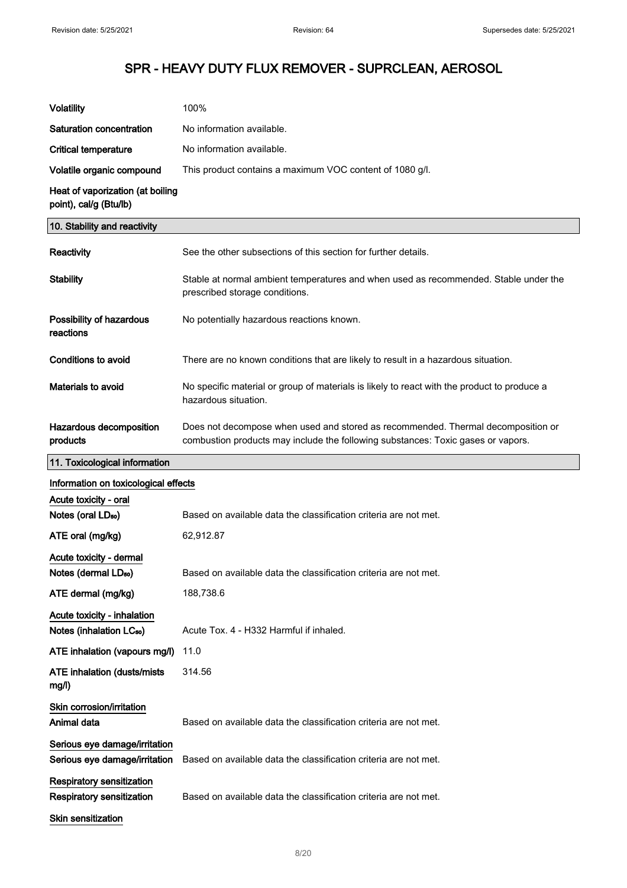| | |
|---|---|
| **Volatility** | 100% |
| **Saturation concentration** | No information available. |
| **Critical temperature** | No information available. |
| **Volatile organic compound** | This product contains a maximum VOC content of 1080 g/l. |
| **Heat of vaporization (at boiling point), cal/g (Btu/lb)** | |

## 10. Stability and reactivity

| | |
|---|---|
| **Reactivity** | See the other subsections of this section for further details. |
| **Stability** | Stable at normal ambient temperatures and when used as recommended. Stable under the prescribed storage conditions. |
| **Possibility of hazardous reactions** | No potentially hazardous reactions known. |
| **Conditions to avoid** | There are no known conditions that are likely to result in a hazardous situation. |
| **Materials to avoid** | No specific material or group of materials is likely to react with the product to produce a hazardous situation. |
| **Hazardous decomposition products** | Does not decompose when used and stored as recommended. Thermal decomposition or combustion products may include the following substances: Toxic gases or vapors. |

## 11. Toxicological information

**Information on toxicological effects**

**Acute toxicity - oral**

| | |
|---|---|
| **Notes (oral $LD_{50}$)** | Based on available data the classification criteria are not met. |
| **ATE oral (mg/kg)** | 62,912.87 |

**Acute toxicity - dermal**

| | |
|---|---|
| **Notes (dermal $LD_{50}$)** | Based on available data the classification criteria are not met. |
| **ATE dermal (mg/kg)** | 188,738.6 |

**Acute toxicity - inhalation**

| | |
|---|---|
| **Notes (inhalation $LC_{50}$)** | Acute Tox. 4 - H332 Harmful if inhaled. |
| **ATE inhalation (vapours mg/l)** | 11.0 |
| **ATE inhalation (dusts/mists mg/l)** | 314.56 |

**Skin corrosion/irritation**

| | |
|---|---|
| **Animal data** | Based on available data the classification criteria are not met. |

**Serious eye damage/irritation**

| | |
|---|---|
| **Serious eye damage/irritation** | Based on available data the classification criteria are not met. |

**Respiratory sensitization**

| | |
|---|---|
| **Respiratory sensitization** | Based on available data the classification criteria are not met. |

**Skin sensitization**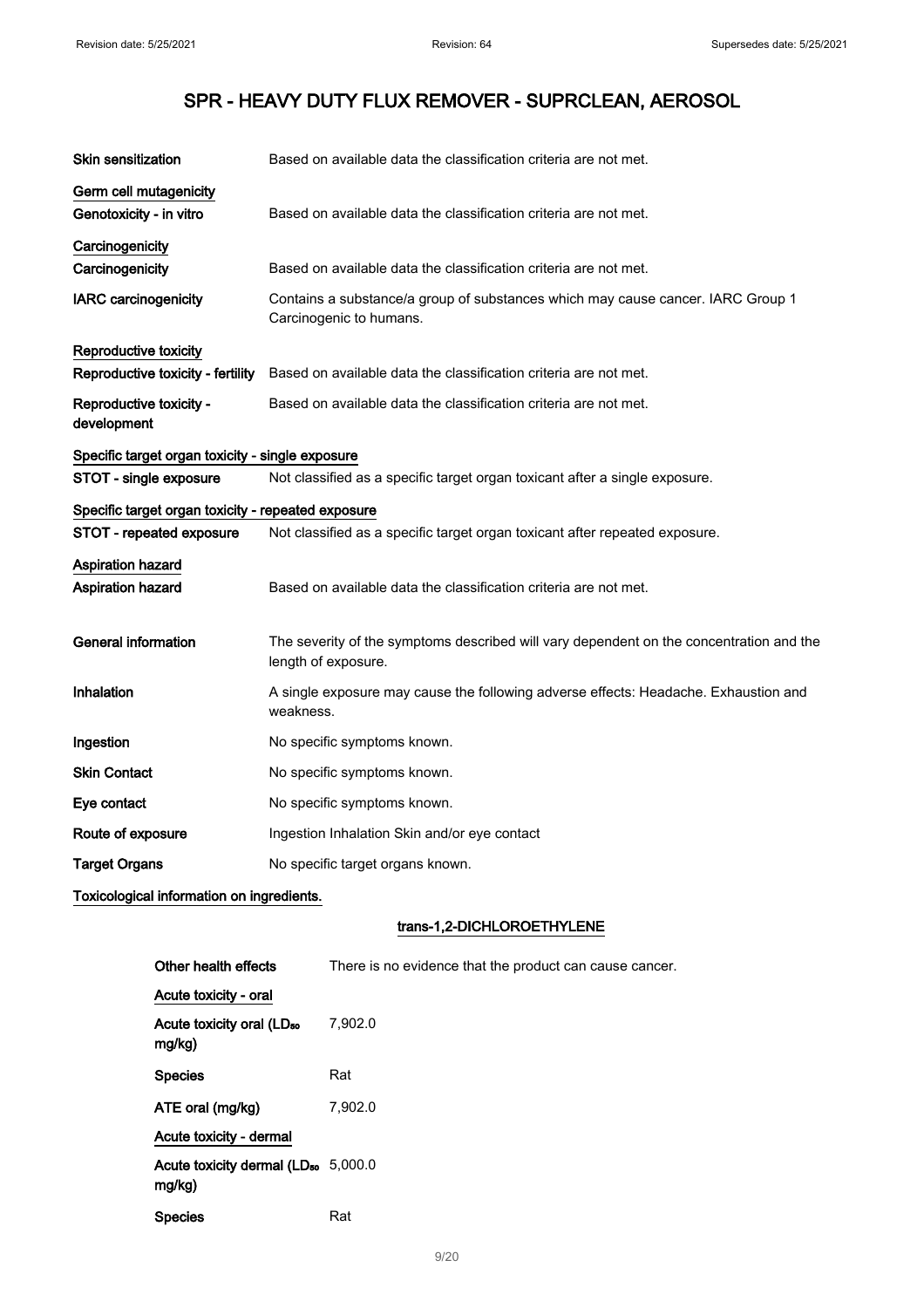# SPR - HEAVY DUTY FLUX REMOVER - SUPRCLEAN, AEROSOL

| | |
|---|---|
| **Skin sensitization** | Based on available data the classification criteria are not met. |
| **Germ cell mutagenicity** | |
| **Genotoxicity - in vitro** | Based on available data the classification criteria are not met. |
| **Carcinogenicity** | |
| **Carcinogenicity** | Based on available data the classification criteria are not met. |
| **IARC carcinogenicity** | Contains a substance/a group of substances which may cause cancer. IARC Group 1 Carcinogenic to humans. |
| **Reproductive toxicity** | |
| **Reproductive toxicity - fertility** | Based on available data the classification criteria are not met. |
| **Reproductive toxicity - development** | Based on available data the classification criteria are not met. |
| **Specific target organ toxicity - single exposure** | |
| **STOT - single exposure** | Not classified as a specific target organ toxicant after a single exposure. |
| **Specific target organ toxicity - repeated exposure** | |
| **STOT - repeated exposure** | Not classified as a specific target organ toxicant after repeated exposure. |
| **Aspiration hazard** | |
| **Aspiration hazard** | Based on available data the classification criteria are not met. |
| **General information** | The severity of the symptoms described will vary dependent on the concentration and the length of exposure. |
| **Inhalation** | A single exposure may cause the following adverse effects: Headache. Exhaustion and weakness. |
| **Ingestion** | No specific symptoms known. |
| **Skin Contact** | No specific symptoms known. |
| **Eye contact** | No specific symptoms known. |
| **Route of exposure** | Ingestion Inhalation Skin and/or eye contact |
| **Target Organs** | No specific target organs known. |

**Toxicological information on ingredients.**

**trans-1,2-DICHLOROETHYLENE**

| | |
|---|---|
| **Other health effects** | There is no evidence that the product can cause cancer. |
| **Acute toxicity - oral** | |
| **Acute toxicity oral ($LD_{50}$ mg/kg)** | 7,902.0 |
| **Species** | Rat |
| **ATE oral (mg/kg)** | 7,902.0 |
| **Acute toxicity - dermal** | |
| **Acute toxicity dermal ($LD_{50}$ mg/kg)** | 5,000.0 |
| **Species** | Rat |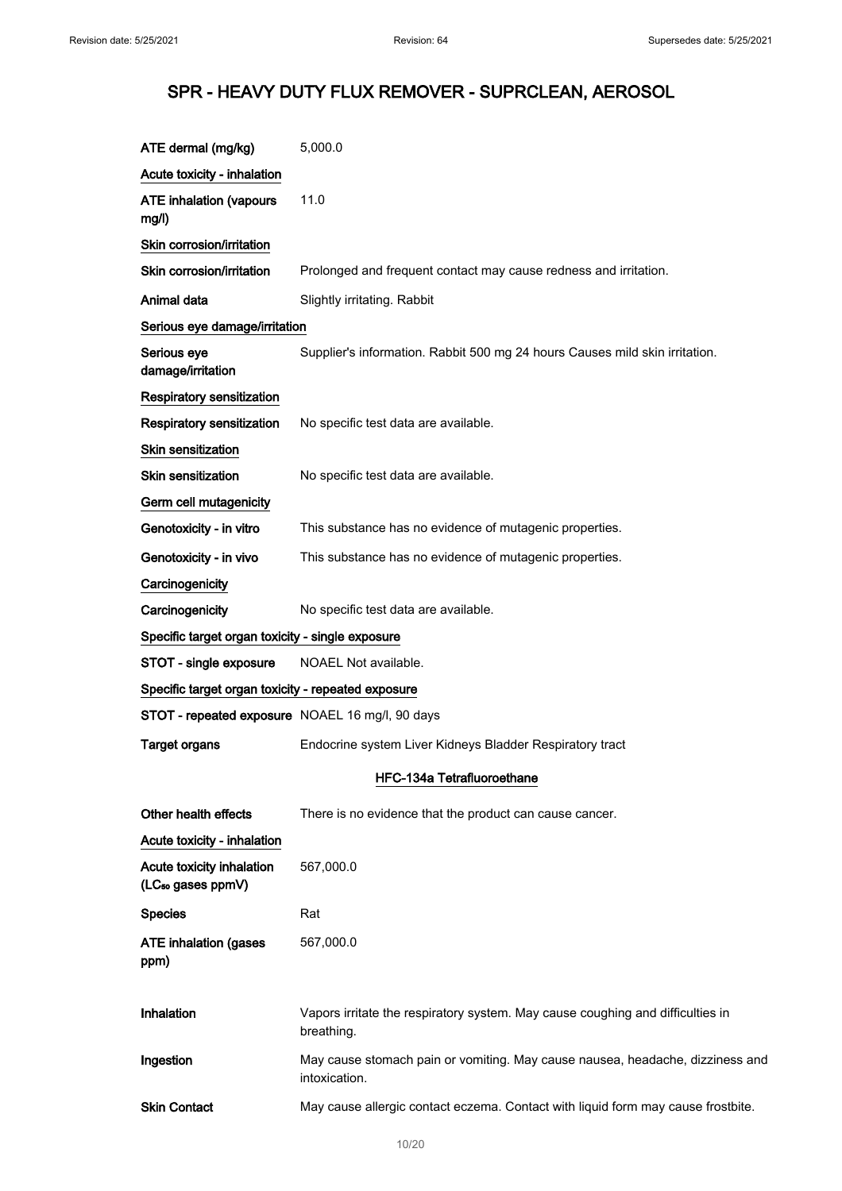# SPR - HEAVY DUTY FLUX REMOVER - SUPRCLEAN, AEROSOL

**ATE dermal (mg/kg)** 5,000.0

<u>Acute toxicity - inhalation</u>

**ATE inhalation (vapours mg/l)** 11.0

<u>Skin corrosion/irritation</u>

**Skin corrosion/irritation** Prolonged and frequent contact may cause redness and irritation.

**Animal data** Slightly irritating. Rabbit

<u>Serious eye damage/irritation</u>

**Serious eye damage/irritation** Supplier's information. Rabbit 500 mg 24 hours Causes mild skin irritation.

<u>Respiratory sensitization</u>

**Respiratory sensitization** No specific test data are available.

<u>Skin sensitization</u>

**Skin sensitization** No specific test data are available.

<u>Germ cell mutagenicity</u>

**Genotoxicity - in vitro** This substance has no evidence of mutagenic properties.

**Genotoxicity - in vivo** This substance has no evidence of mutagenic properties.

<u>Carcinogenicity</u>

**Carcinogenicity** No specific test data are available.

<u>Specific target organ toxicity - single exposure</u>

**STOT - single exposure** NOAEL Not available.

<u>Specific target organ toxicity - repeated exposure</u>

**STOT - repeated exposure** NOAEL 16 mg/l, 90 days

**Target organs** Endocrine system Liver Kidneys Bladder Respiratory tract

## <u>HFC-134a Tetrafluoroethane</u>

**Other health effects** There is no evidence that the product can cause cancer.

<u>Acute toxicity - inhalation</u>

**Acute toxicity inhalation ($LC_{50}$ gases ppmV)** 567,000.0

**Species** Rat

**ATE inhalation (gases ppm)** 567,000.0

**Inhalation** Vapors irritate the respiratory system. May cause coughing and difficulties in breathing.

**Ingestion** May cause stomach pain or vomiting. May cause nausea, headache, dizziness and intoxication.

**Skin Contact** May cause allergic contact eczema. Contact with liquid form may cause frostbite.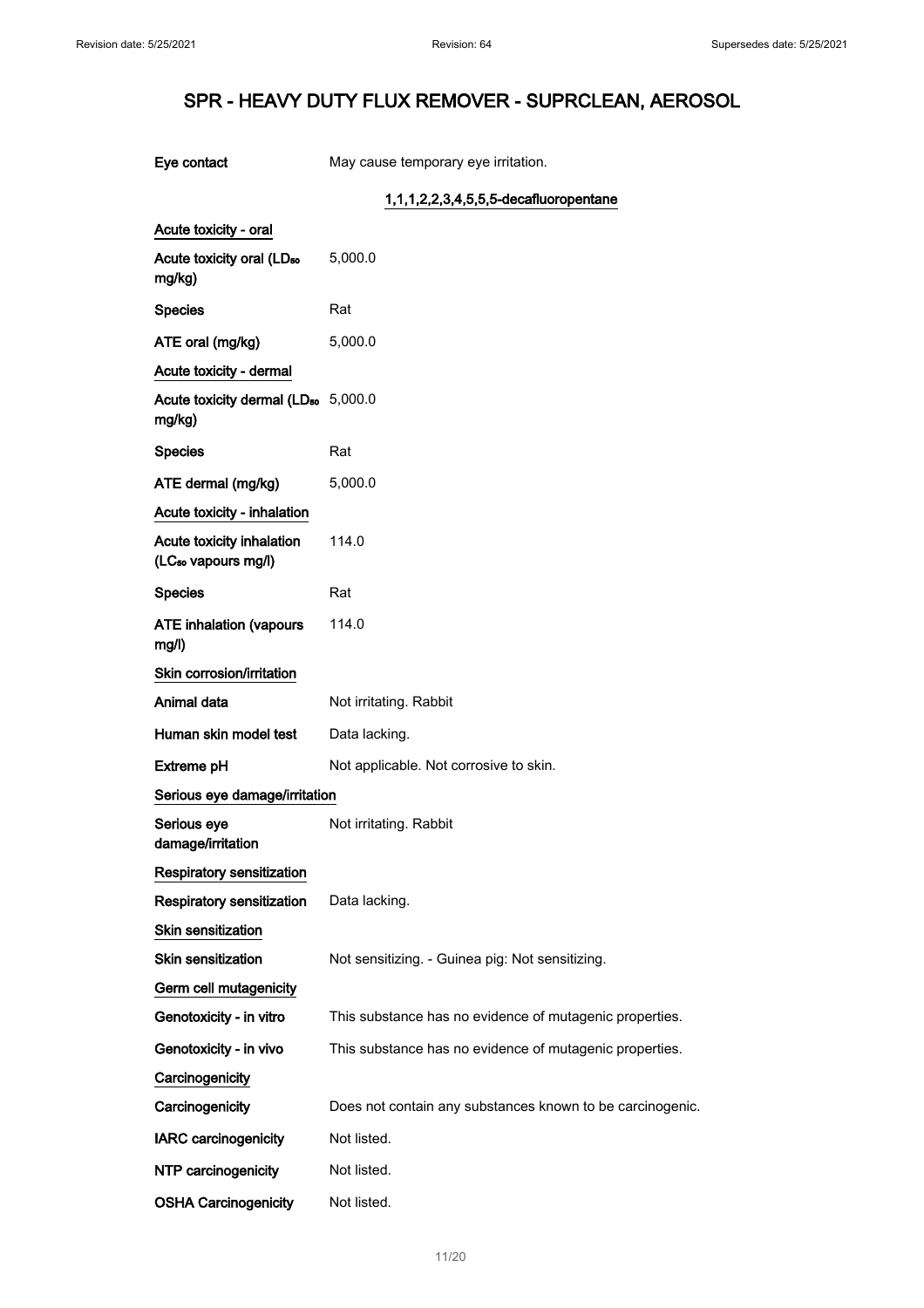| | |
|---|---|
| **Eye contact** | May cause temporary eye irritation. |

### 1,1,1,2,2,3,4,5,5,5-decafluoropentane

**Acute toxicity - oral**

| | |
|---|---|
| **Acute toxicity oral ($LD_{50}$ mg/kg)** | 5,000.0 |
| **Species** | Rat |
| **ATE oral (mg/kg)** | 5,000.0 |

**Acute toxicity - dermal**

| | |
|---|---|
| **Acute toxicity dermal ($LD_{50}$ mg/kg)** | 5,000.0 |
| **Species** | Rat |
| **ATE dermal (mg/kg)** | 5,000.0 |

**Acute toxicity - inhalation**

| | |
|---|---|
| **Acute toxicity inhalation ($LC_{50}$ vapours mg/l)** | 114.0 |
| **Species** | Rat |
| **ATE inhalation (vapours mg/l)** | 114.0 |

**Skin corrosion/irritation**

| | |
|---|---|
| **Animal data** | Not irritating. Rabbit |
| **Human skin model test** | Data lacking. |
| **Extreme pH** | Not applicable. Not corrosive to skin. |

**Serious eye damage/irritation**

| | |
|---|---|
| **Serious eye damage/irritation** | Not irritating. Rabbit |

**Respiratory sensitization**

| | |
|---|---|
| **Respiratory sensitization** | Data lacking. |

**Skin sensitization**

| | |
|---|---|
| **Skin sensitization** | Not sensitizing. - Guinea pig: Not sensitizing. |

**Germ cell mutagenicity**

| | |
|---|---|
| **Genotoxicity - in vitro** | This substance has no evidence of mutagenic properties. |
| **Genotoxicity - in vivo** | This substance has no evidence of mutagenic properties. |

**Carcinogenicity**

| | |
|---|---|
| **Carcinogenicity** | Does not contain any substances known to be carcinogenic. |
| **IARC carcinogenicity** | Not listed. |
| **NTP carcinogenicity** | Not listed. |
| **OSHA Carcinogenicity** | Not listed. |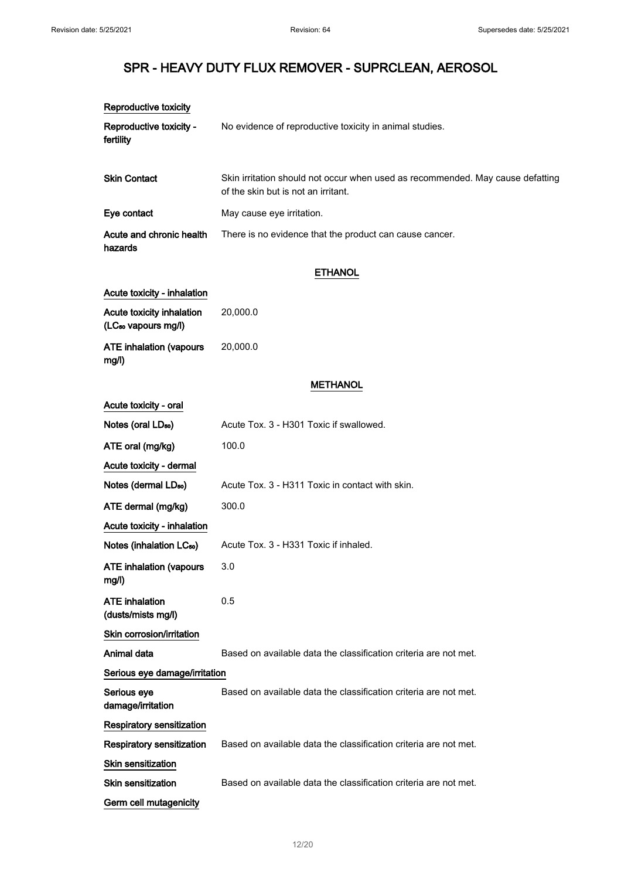### Reproductive toxicity

| | |
|---|---|
| Reproductive toxicity - fertility | No evidence of reproductive toxicity in animal studies. |
| Skin Contact | Skin irritation should not occur when used as recommended. May cause defatting of the skin but is not an irritant. |
| Eye contact | May cause eye irritation. |
| Acute and chronic health hazards | There is no evidence that the product can cause cancer. |

## ETHANOL

### Acute toxicity - inhalation

| | |
|---|---|
| Acute toxicity inhalation ($LC_{50}$ vapours mg/l) | 20,000.0 |
| ATE inhalation (vapours mg/l) | 20,000.0 |

## METHANOL

### Acute toxicity - oral

| | |
|---|---|
| Notes (oral $LD_{50}$) | Acute Tox. 3 - H301 Toxic if swallowed. |
| ATE oral (mg/kg) | 100.0 |

### Acute toxicity - dermal

| | |
|---|---|
| Notes (dermal $LD_{50}$) | Acute Tox. 3 - H311 Toxic in contact with skin. |
| ATE dermal (mg/kg) | 300.0 |

### Acute toxicity - inhalation

| | |
|---|---|
| Notes (inhalation $LC_{50}$) | Acute Tox. 3 - H331 Toxic if inhaled. |
| ATE inhalation (vapours mg/l) | 3.0 |
| ATE inhalation (dusts/mists mg/l) | 0.5 |

### Skin corrosion/irritation

| | |
|---|---|
| Animal data | Based on available data the classification criteria are not met. |

### Serious eye damage/irritation

| | |
|---|---|
| Serious eye damage/irritation | Based on available data the classification criteria are not met. |

### Respiratory sensitization

| | |
|---|---|
| Respiratory sensitization | Based on available data the classification criteria are not met. |

### Skin sensitization

| | |
|---|---|
| Skin sensitization | Based on available data the classification criteria are not met. |

### Germ cell mutagenicity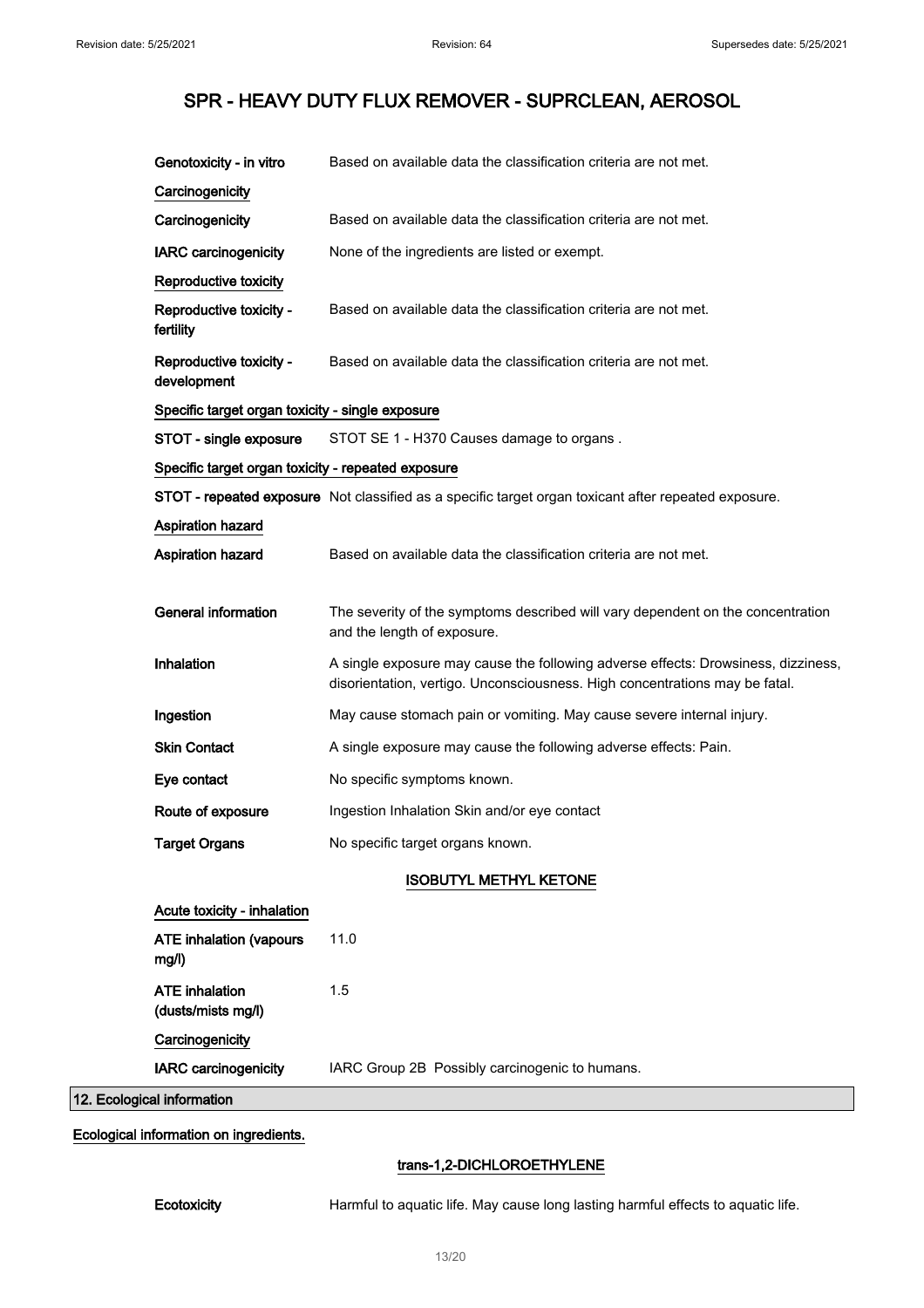# SPR - HEAVY DUTY FLUX REMOVER - SUPRCLEAN, AEROSOL

| | |
|---|---|
| **Genotoxicity - in vitro** | Based on available data the classification criteria are not met. |

**Carcinogenicity**

| | |
|---|---|
| **Carcinogenicity** | Based on available data the classification criteria are not met. |
| **IARC carcinogenicity** | None of the ingredients are listed or exempt. |

**Reproductive toxicity**

| | |
|---|---|
| **Reproductive toxicity - fertility** | Based on available data the classification criteria are not met. |
| **Reproductive toxicity - development** | Based on available data the classification criteria are not met. |

**Specific target organ toxicity - single exposure**

| | |
|---|---|
| **STOT - single exposure** | STOT SE 1 - H370 Causes damage to organs . |

**Specific target organ toxicity - repeated exposure**

| | |
|---|---|
| **STOT - repeated exposure** | Not classified as a specific target organ toxicant after repeated exposure. |

**Aspiration hazard**

| | |
|---|---|
| **Aspiration hazard** | Based on available data the classification criteria are not met. |

| | |
|---|---|
| **General information** | The severity of the symptoms described will vary dependent on the concentration and the length of exposure. |
| **Inhalation** | A single exposure may cause the following adverse effects: Drowsiness, dizziness, disorientation, vertigo. Unconsciousness. High concentrations may be fatal. |
| **Ingestion** | May cause stomach pain or vomiting. May cause severe internal injury. |
| **Skin Contact** | A single exposure may cause the following adverse effects: Pain. |
| **Eye contact** | No specific symptoms known. |
| **Route of exposure** | Ingestion Inhalation Skin and/or eye contact |
| **Target Organs** | No specific target organs known. |

### ISOBUTYL METHYL KETONE

**Acute toxicity - inhalation**

| | |
|---|---|
| **ATE inhalation (vapours mg/l)** | 11.0 |
| **ATE inhalation (dusts/mists mg/l)** | 1.5 |

**Carcinogenicity**

| | |
|---|---|
| **IARC carcinogenicity** | IARC Group 2B Possibly carcinogenic to humans. |

## 12. Ecological information

**Ecological information on ingredients.**

### trans-1,2-DICHLOROETHYLENE

| | |
|---|---|
| **Ecotoxicity** | Harmful to aquatic life. May cause long lasting harmful effects to aquatic life. |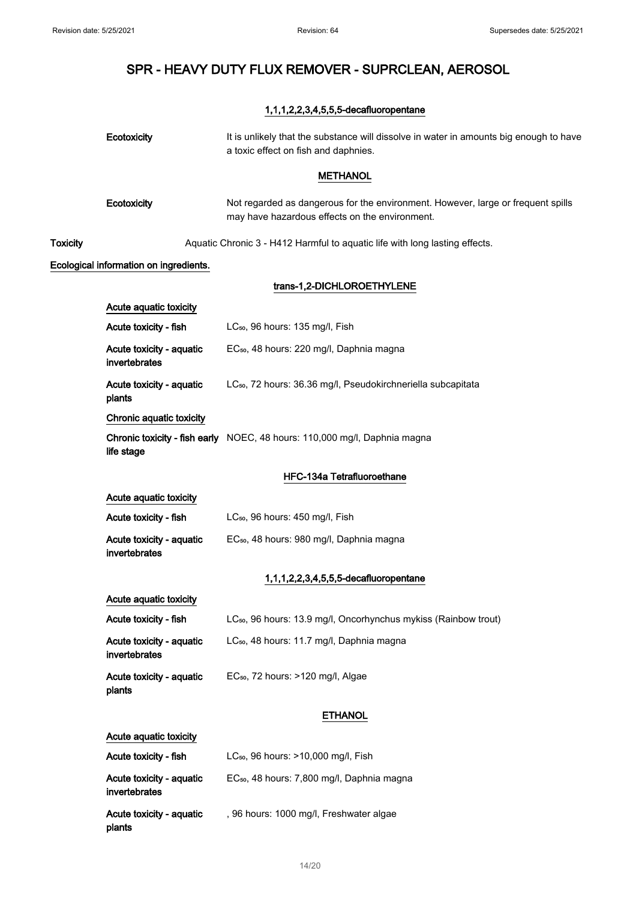#### 1,1,1,2,2,3,4,5,5,5-decafluoropentane

| | |
|---|---|
| **Ecotoxicity** | It is unlikely that the substance will dissolve in water in amounts big enough to have a toxic effect on fish and daphnies. |

#### METHANOL

| | |
|---|---|
| **Ecotoxicity** | Not regarded as dangerous for the environment. However, large or frequent spills may have hazardous effects on the environment. |

**Toxicity** Aquatic Chronic 3 - H412 Harmful to aquatic life with long lasting effects.

**Ecological information on ingredients.**

#### trans-1,2-DICHLOROETHYLENE

**Acute aquatic toxicity**

| | |
|---|---|
| **Acute toxicity - fish** | $LC_{50}$, 96 hours: 135 mg/l, Fish |
| **Acute toxicity - aquatic invertebrates** | $EC_{50}$, 48 hours: 220 mg/l, Daphnia magna |
| **Acute toxicity - aquatic plants** | $LC_{50}$, 72 hours: 36.36 mg/l, Pseudokirchneriella subcapitata |

**Chronic aquatic toxicity**

| | |
|---|---|
| **Chronic toxicity - fish early life stage** | NOEC, 48 hours: 110,000 mg/l, Daphnia magna |

#### HFC-134a Tetrafluoroethane

**Acute aquatic toxicity**

| | |
|---|---|
| **Acute toxicity - fish** | $LC_{50}$, 96 hours: 450 mg/l, Fish |
| **Acute toxicity - aquatic invertebrates** | $EC_{50}$, 48 hours: 980 mg/l, Daphnia magna |

#### 1,1,1,2,2,3,4,5,5,5-decafluoropentane

**Acute aquatic toxicity**

| | |
|---|---|
| **Acute toxicity - fish** | $LC_{50}$, 96 hours: 13.9 mg/l, Oncorhynchus mykiss (Rainbow trout) |
| **Acute toxicity - aquatic invertebrates** | $LC_{50}$, 48 hours: 11.7 mg/l, Daphnia magna |
| **Acute toxicity - aquatic plants** | $EC_{50}$, 72 hours: >120 mg/l, Algae |

#### ETHANOL

**Acute aquatic toxicity**

| | |
|---|---|
| **Acute toxicity - fish** | $LC_{50}$, 96 hours: >10,000 mg/l, Fish |
| **Acute toxicity - aquatic invertebrates** | $EC_{50}$, 48 hours: 7,800 mg/l, Daphnia magna |
| **Acute toxicity - aquatic plants** | , 96 hours: 1000 mg/l, Freshwater algae |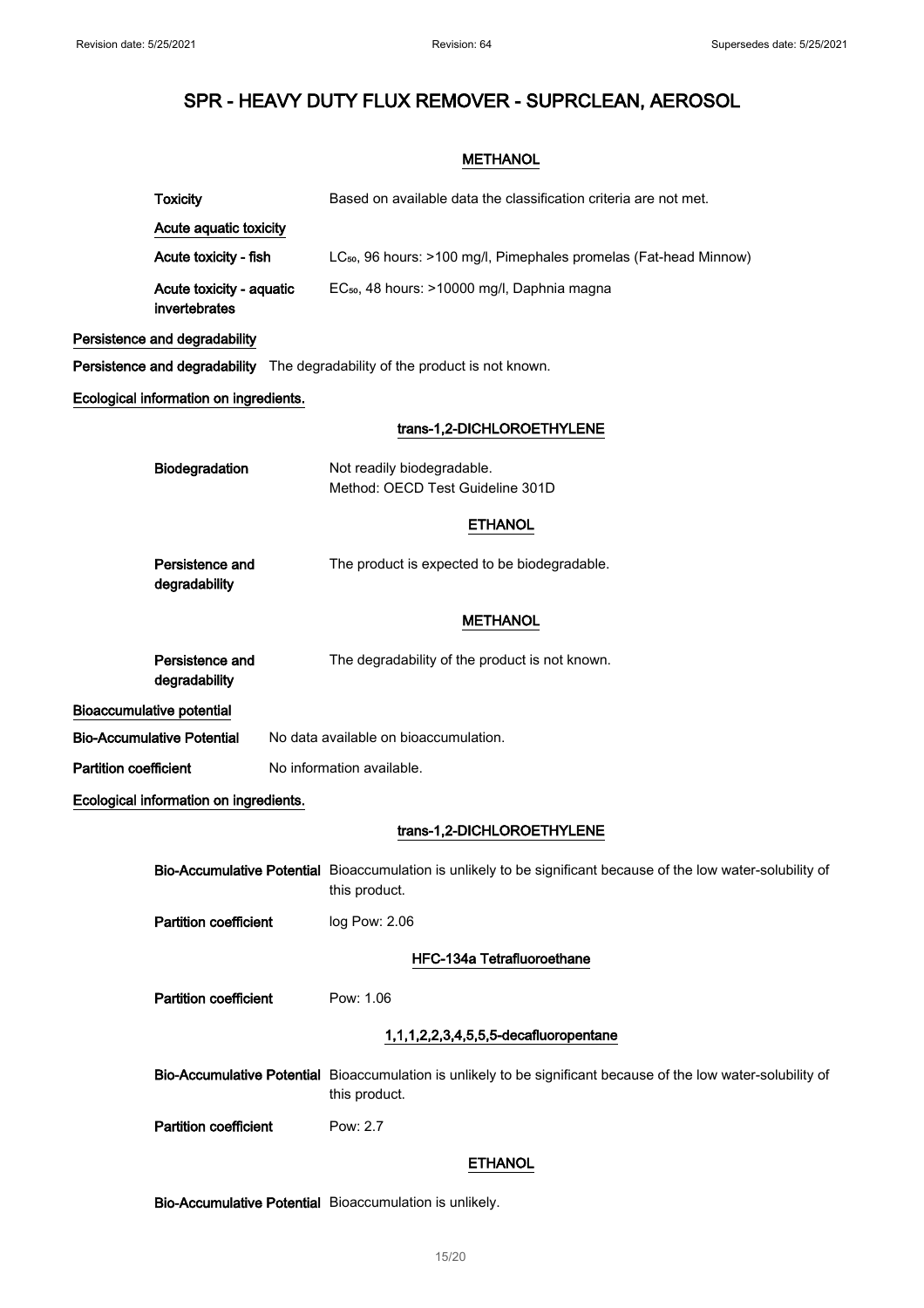# SPR - HEAVY DUTY FLUX REMOVER - SUPRCLEAN, AEROSOL

### METHANOL

**Toxicity** Based on available data the classification criteria are not met.

**Acute aquatic toxicity**

**Acute toxicity - fish** $LC_{50}$, 96 hours: >100 mg/l, Pimephales promelas (Fat-head Minnow)

**Acute toxicity - aquatic invertebrates** $EC_{50}$, 48 hours: >10000 mg/l, Daphnia magna

**Persistence and degradability**

**Persistence and degradability** The degradability of the product is not known.

**Ecological information on ingredients.**

### trans-1,2-DICHLOROETHYLENE

**Biodegradation** Not readily biodegradable.
Method: OECD Test Guideline 301D

### ETHANOL

**Persistence and degradability** The product is expected to be biodegradable.

### METHANOL

**Persistence and degradability** The degradability of the product is not known.

**Bioaccumulative potential**

**Bio-Accumulative Potential** No data available on bioaccumulation.

**Partition coefficient** No information available.

**Ecological information on ingredients.**

### trans-1,2-DICHLOROETHYLENE

**Bio-Accumulative Potential** Bioaccumulation is unlikely to be significant because of the low water-solubility of this product.

**Partition coefficient** log Pow: 2.06

### HFC-134a Tetrafluoroethane

**Partition coefficient** Pow: 1.06

### 1,1,1,2,2,3,4,5,5,5-decafluoropentane

**Bio-Accumulative Potential** Bioaccumulation is unlikely to be significant because of the low water-solubility of this product.

**Partition coefficient** Pow: 2.7

### ETHANOL

**Bio-Accumulative Potential** Bioaccumulation is unlikely.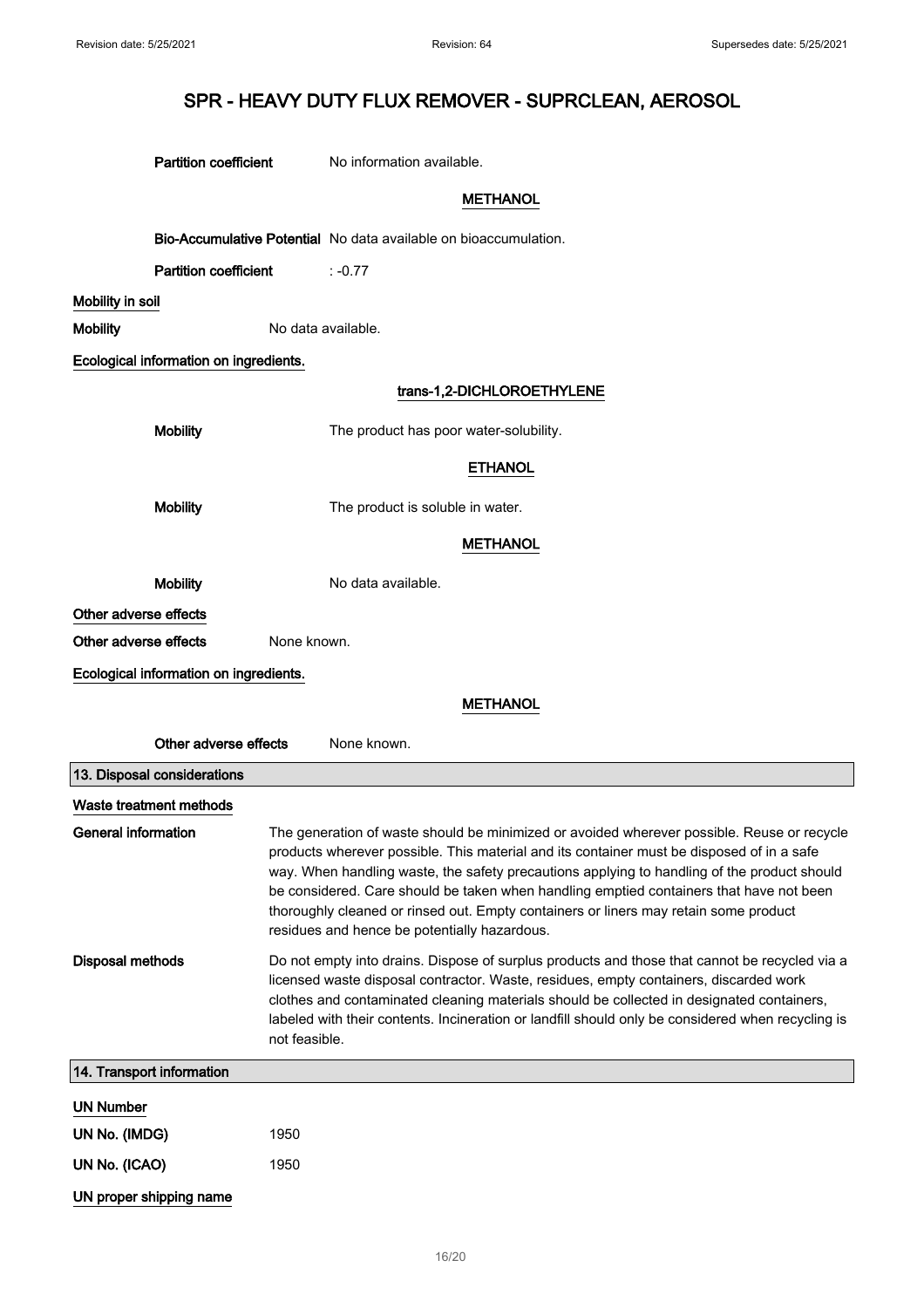# SPR - HEAVY DUTY FLUX REMOVER - SUPRCLEAN, AEROSOL

**Partition coefficient** No information available.

**METHANOL**

**Bio-Accumulative Potential** No data available on bioaccumulation.

**Partition coefficient** : -0.77

**Mobility in soil**

**Mobility** No data available.

**Ecological information on ingredients.**

**trans-1,2-DICHLOROETHYLENE**

**Mobility** The product has poor water-solubility.

**ETHANOL**

**Mobility** The product is soluble in water.

**METHANOL**

**Mobility** No data available.

**Other adverse effects**

**Other adverse effects** None known.

**Ecological information on ingredients.**

**METHANOL**

**Other adverse effects** None known.

## 13. Disposal considerations

**Waste treatment methods**

**General information** The generation of waste should be minimized or avoided wherever possible. Reuse or recycle products wherever possible. This material and its container must be disposed of in a safe way. When handling waste, the safety precautions applying to handling of the product should be considered. Care should be taken when handling emptied containers that have not been thoroughly cleaned or rinsed out. Empty containers or liners may retain some product residues and hence be potentially hazardous.

**Disposal methods** Do not empty into drains. Dispose of surplus products and those that cannot be recycled via a licensed waste disposal contractor. Waste, residues, empty containers, discarded work clothes and contaminated cleaning materials should be collected in designated containers, labeled with their contents. Incineration or landfill should only be considered when recycling is not feasible.

## 14. Transport information

**UN Number**

**UN No. (IMDG)** 1950

**UN No. (ICAO)** 1950

**UN proper shipping name**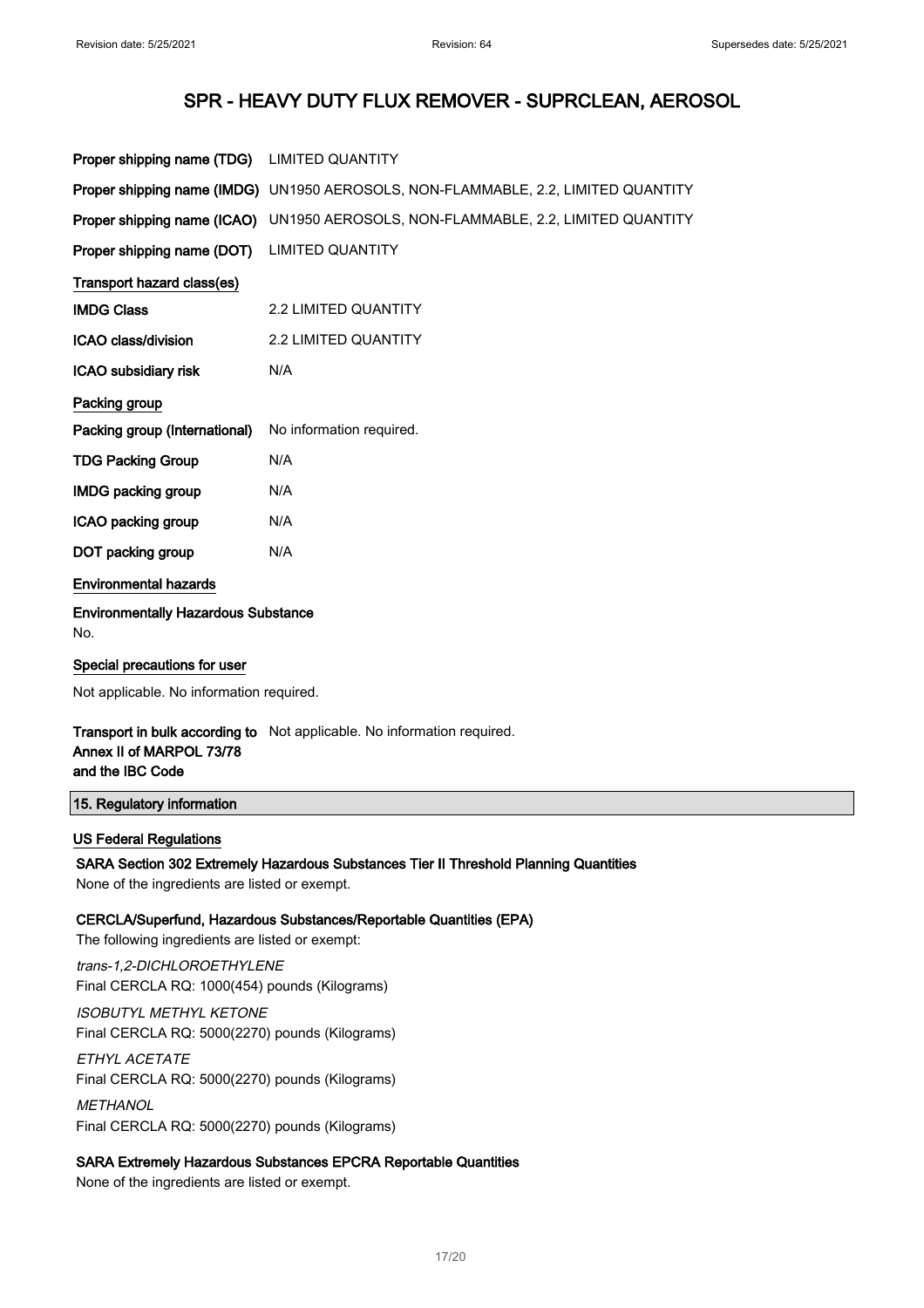| | |
|---|---|
| **Proper shipping name (TDG)** | LIMITED QUANTITY |
| **Proper shipping name (IMDG)** | UN1950 AEROSOLS, NON-FLAMMABLE, 2.2, LIMITED QUANTITY |
| **Proper shipping name (ICAO)** | UN1950 AEROSOLS, NON-FLAMMABLE, 2.2, LIMITED QUANTITY |
| **Proper shipping name (DOT)** | LIMITED QUANTITY |

**Transport hazard class(es)**

| | |
|---|---|
| **IMDG Class** | 2.2 LIMITED QUANTITY |
| **ICAO class/division** | 2.2 LIMITED QUANTITY |
| **ICAO subsidiary risk** | N/A |

**Packing group**

| | |
|---|---|
| **Packing group (International)** | No information required. |
| **TDG Packing Group** | N/A |
| **IMDG packing group** | N/A |
| **ICAO packing group** | N/A |
| **DOT packing group** | N/A |

**Environmental hazards**

**Environmentally Hazardous Substance**

No.

**Special precautions for user**

Not applicable. No information required.

**Transport in bulk according to Annex II of MARPOL 73/78 and the IBC Code**

Not applicable. No information required.

## 15. Regulatory information

**US Federal Regulations**

**SARA Section 302 Extremely Hazardous Substances Tier II Threshold Planning Quantities**

None of the ingredients are listed or exempt.

**CERCLA/Superfund, Hazardous Substances/Reportable Quantities (EPA)**

The following ingredients are listed or exempt:

*trans-1,2-DICHLOROETHYLENE*
Final CERCLA RQ: 1000(454) pounds (Kilograms)

*ISOBUTYL METHYL KETONE*
Final CERCLA RQ: 5000(2270) pounds (Kilograms)

*ETHYL ACETATE*
Final CERCLA RQ: 5000(2270) pounds (Kilograms)

*METHANOL*
Final CERCLA RQ: 5000(2270) pounds (Kilograms)

**SARA Extremely Hazardous Substances EPCRA Reportable Quantities**

None of the ingredients are listed or exempt.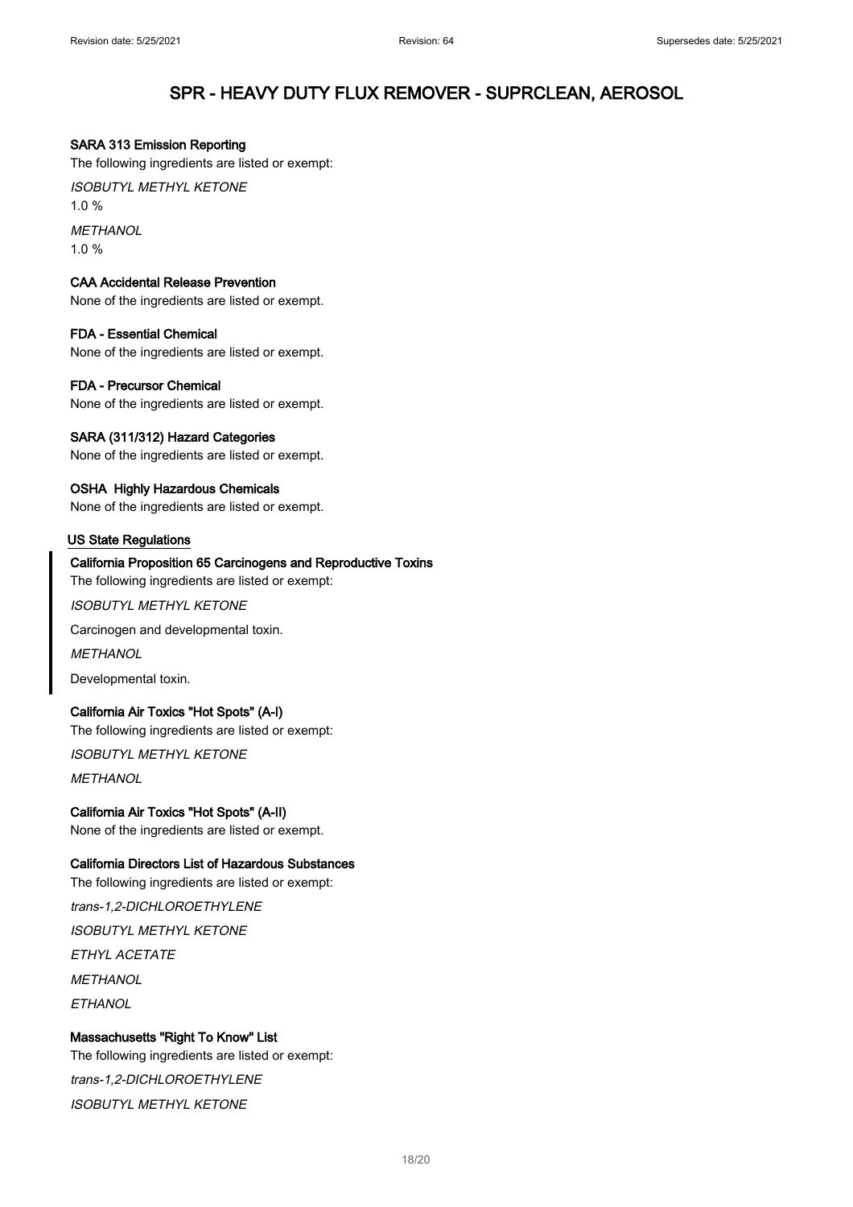#### SARA 313 Emission Reporting

The following ingredients are listed or exempt:

*ISOBUTYL METHYL KETONE*

1.0 %

*METHANOL*

1.0 %

#### CAA Accidental Release Prevention

None of the ingredients are listed or exempt.

#### FDA - Essential Chemical

None of the ingredients are listed or exempt.

#### FDA - Precursor Chemical

None of the ingredients are listed or exempt.

#### SARA (311/312) Hazard Categories

None of the ingredients are listed or exempt.

#### OSHA Highly Hazardous Chemicals

None of the ingredients are listed or exempt.

### US State Regulations

#### California Proposition 65 Carcinogens and Reproductive Toxins

The following ingredients are listed or exempt:

*ISOBUTYL METHYL KETONE*

Carcinogen and developmental toxin.

*METHANOL*

Developmental toxin.

#### California Air Toxics "Hot Spots" (A-I)

The following ingredients are listed or exempt:

*ISOBUTYL METHYL KETONE*

*METHANOL*

#### California Air Toxics "Hot Spots" (A-II)

None of the ingredients are listed or exempt.

#### California Directors List of Hazardous Substances

The following ingredients are listed or exempt:

*trans-1,2-DICHLOROETHYLENE*

*ISOBUTYL METHYL KETONE*

*ETHYL ACETATE*

*METHANOL*

*ETHANOL*

#### Massachusetts "Right To Know" List

The following ingredients are listed or exempt:

*trans-1,2-DICHLOROETHYLENE*

*ISOBUTYL METHYL KETONE*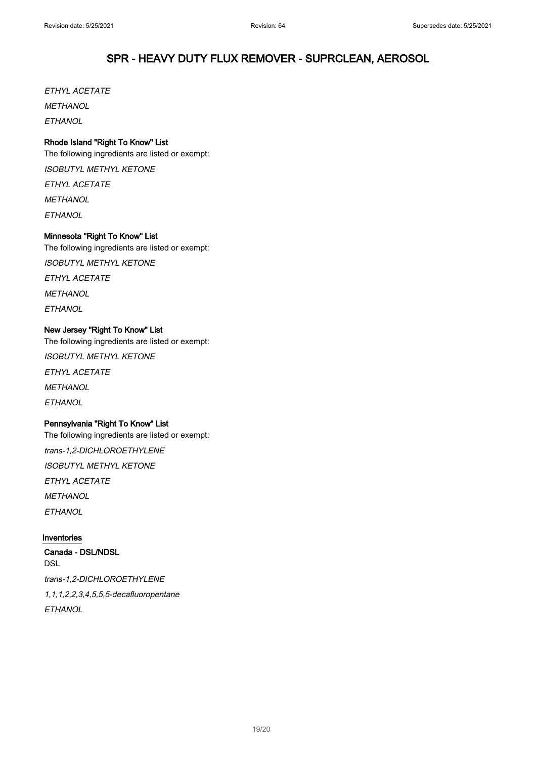*ETHYL ACETATE*

*METHANOL*

*ETHANOL*

**Rhode Island "Right To Know" List**

The following ingredients are listed or exempt:

*ISOBUTYL METHYL KETONE*

*ETHYL ACETATE*

*METHANOL*

*ETHANOL*

**Minnesota "Right To Know" List**

The following ingredients are listed or exempt:

*ISOBUTYL METHYL KETONE*

*ETHYL ACETATE*

*METHANOL*

*ETHANOL*

**New Jersey "Right To Know" List**

The following ingredients are listed or exempt:

*ISOBUTYL METHYL KETONE*

*ETHYL ACETATE*

*METHANOL*

*ETHANOL*

**Pennsylvania "Right To Know" List**

The following ingredients are listed or exempt:

*trans-1,2-DICHLOROETHYLENE*

*ISOBUTYL METHYL KETONE*

*ETHYL ACETATE*

*METHANOL*

*ETHANOL*

## Inventories

**Canada - DSL/NDSL**

DSL

*trans-1,2-DICHLOROETHYLENE*

*1,1,1,2,2,3,4,5,5,5-decafluoropentane*

*ETHANOL*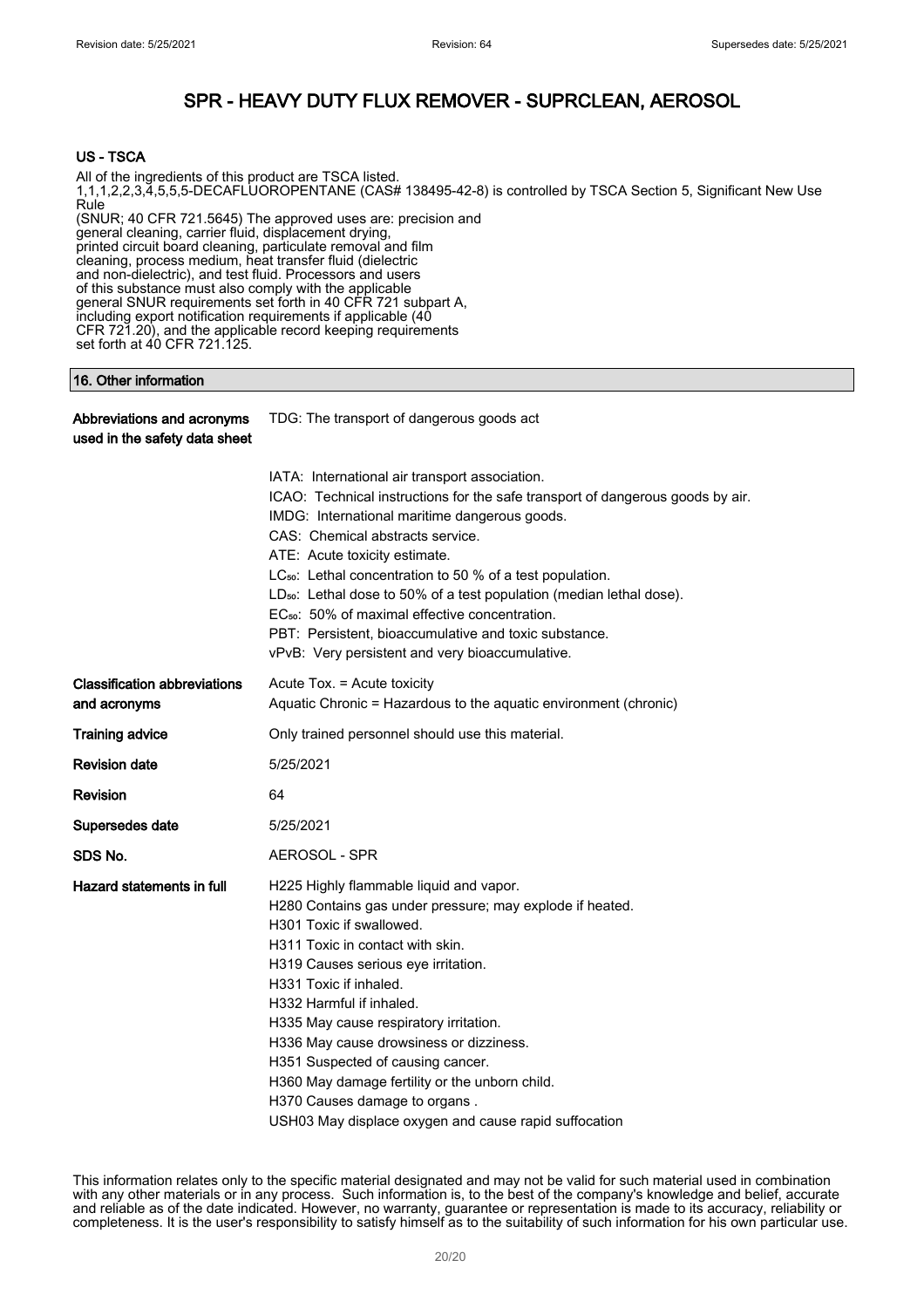# SPR - HEAVY DUTY FLUX REMOVER - SUPRCLEAN, AEROSOL

### US - TSCA

All of the ingredients of this product are TSCA listed.
1,1,1,2,2,3,4,5,5,5-DECAFLUOROPENTANE (CAS# 138495-42-8) is controlled by TSCA Section 5, Significant New Use Rule
(SNUR; 40 CFR 721.5645) The approved uses are: precision and general cleaning, carrier fluid, displacement drying, printed circuit board cleaning, particulate removal and film cleaning, process medium, heat transfer fluid (dielectric and non-dielectric), and test fluid. Processors and users of this substance must also comply with the applicable general SNUR requirements set forth in 40 CFR 721 subpart A, including export notification requirements if applicable (40 CFR 721.20), and the applicable record keeping requirements set forth at 40 CFR 721.125.

## 16. Other information

| | |
|---|---|
| **Abbreviations and acronyms used in the safety data sheet** | TDG: The transport of dangerous goods act<br><br>IATA: International air transport association.<br>ICAO: Technical instructions for the safe transport of dangerous goods by air.<br>IMDG: International maritime dangerous goods.<br>CAS: Chemical abstracts service.<br>ATE: Acute toxicity estimate.<br>$LC_{50}$: Lethal concentration to 50 % of a test population.<br>$LD_{50}$: Lethal dose to 50% of a test population (median lethal dose).<br>$EC_{50}$: 50% of maximal effective concentration.<br>PBT: Persistent, bioaccumulative and toxic substance.<br>vPvB: Very persistent and very bioaccumulative. |
| **Classification abbreviations and acronyms** | Acute Tox. = Acute toxicity<br>Aquatic Chronic = Hazardous to the aquatic environment (chronic) |
| **Training advice** | Only trained personnel should use this material. |
| **Revision date** | 5/25/2021 |
| **Revision** | 64 |
| **Supersedes date** | 5/25/2021 |
| **SDS No.** | AEROSOL - SPR |
| **Hazard statements in full** | H225 Highly flammable liquid and vapor.<br>H280 Contains gas under pressure; may explode if heated.<br>H301 Toxic if swallowed.<br>H311 Toxic in contact with skin.<br>H319 Causes serious eye irritation.<br>H331 Toxic if inhaled.<br>H332 Harmful if inhaled.<br>H335 May cause respiratory irritation.<br>H336 May cause drowsiness or dizziness.<br>H351 Suspected of causing cancer.<br>H360 May damage fertility or the unborn child.<br>H370 Causes damage to organs .<br>USH03 May displace oxygen and cause rapid suffocation |

This information relates only to the specific material designated and may not be valid for such material used in combination with any other materials or in any process. Such information is, to the best of the company's knowledge and belief, accurate and reliable as of the date indicated. However, no warranty, guarantee or representation is made to its accuracy, reliability or completeness. It is the user's responsibility to satisfy himself as to the suitability of such information for his own particular use.